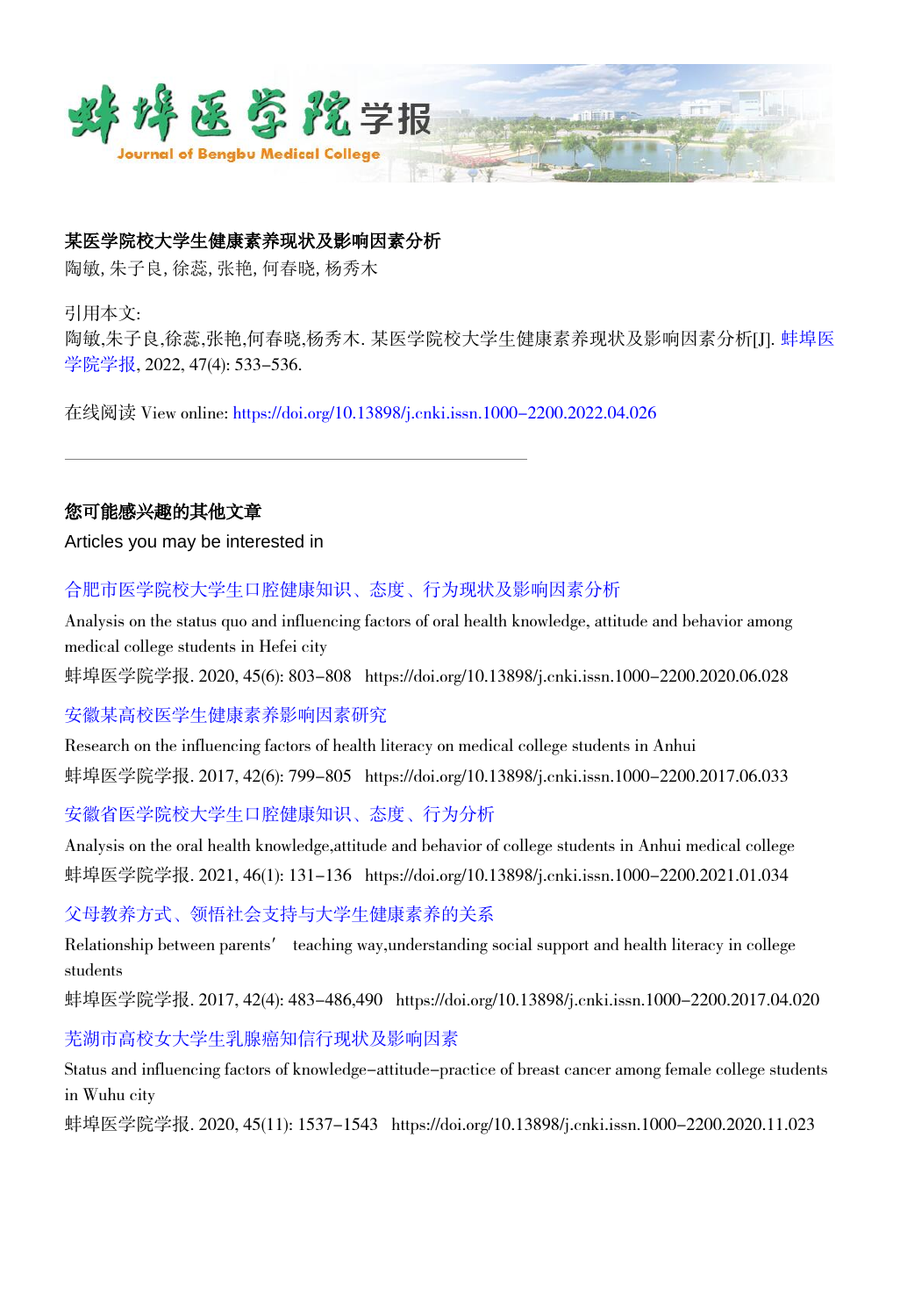蚌埠医学院学报

Journal of Bengbu Medical College

**某医学院校大学生健康素养现状及影响因素分析**

陶敏, 朱子良, 徐蕊, 张艳, 何春晓, 杨秀木

引用本文:

陶敏,朱子良,徐蕊,张艳,何春晓,杨秀木. 某医学院校大学生健康素养现状及影响因素分析[J]. 蚌埠医学院学报, 2022, 47(4): 533-536.

在线阅读 View online: https://doi.org/10.13898/j.cnki.issn.1000-2200.2022.04.026

---

**您可能感兴趣的其他文章**

Articles you may be interested in

合肥市医学院校大学生口腔健康知识、态度、行为现状及影响因素分析

Analysis on the status quo and influencing factors of oral health knowledge, attitude and behavior among medical college students in Hefei city

蚌埠医学院学报. 2020, 45(6): 803-808 https://doi.org/10.13898/j.cnki.issn.1000-2200.2020.06.028

安徽某高校医学生健康素养影响因素研究

Research on the influencing factors of health literacy on medical college students in Anhui

蚌埠医学院学报. 2017, 42(6): 799-805 https://doi.org/10.13898/j.cnki.issn.1000-2200.2017.06.033

安徽省医学院校大学生口腔健康知识、态度、行为分析

Analysis on the oral health knowledge,attitude and behavior of college students in Anhui medical college

蚌埠医学院学报. 2021, 46(1): 131-136 https://doi.org/10.13898/j.cnki.issn.1000-2200.2021.01.034

父母教养方式、领悟社会支持与大学生健康素养的关系

Relationship between parents′ teaching way,understanding social support and health literacy in college students

蚌埠医学院学报. 2017, 42(4): 483-486,490 https://doi.org/10.13898/j.cnki.issn.1000-2200.2017.04.020

芜湖市高校女大学生乳腺癌知信行现状及影响因素

Status and influencing factors of knowledge-attitude-practice of breast cancer among female college students in Wuhu city

蚌埠医学院学报. 2020, 45(11): 1537-1543 https://doi.org/10.13898/j.cnki.issn.1000-2200.2020.11.023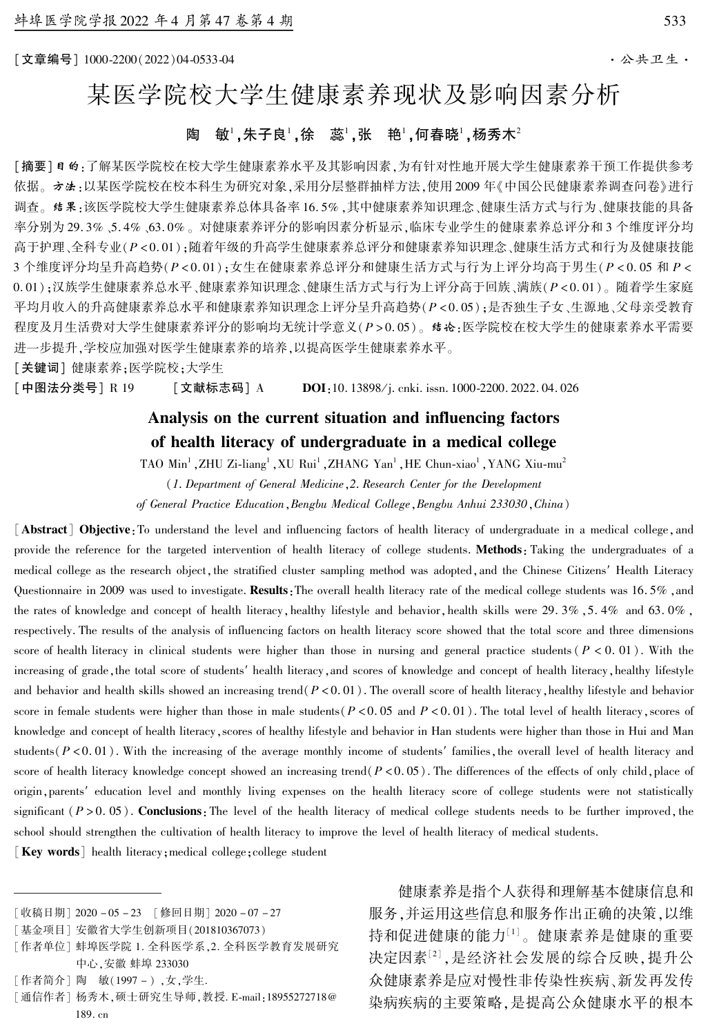[文章编号] 1000-2200(2022)04-0533-04

· 公共卫生 ·

# 某医学院校大学生健康素养现状及影响因素分析

陶　敏[1]，朱子良[1]，徐　蕊[1]，张　艳[1]，何春晓[1]，杨秀木[2]

[摘要] ***目的***：了解某医学院校在校大学生健康素养水平及其影响因素，为有针对性地开展大学生健康素养干预工作提供参考依据。***方法***：以某医学院校在校本科生为研究对象，采用分层整群抽样方法，使用2009年《中国公民健康素养调查问卷》进行调查。***结果***：该医学院校大学生健康素养总体具备率16.5%，其中健康素养知识理念、健康生活方式与行为、健康技能的具备率分别为29.3%、5.4%、63.0%。对健康素养评分的影响因素分析显示，临床专业学生的健康素养总评分和3个维度评分均高于护理、全科专业($P<0.01$)；随着年级的升高学生健康素养总评分和健康素养知识理念、健康生活方式和行为及健康技能3个维度评分均呈升高趋势($P<0.01$)；女生在健康素养总评分和健康生活方式与行为上评分均高于男生($P<0.05$ 和 $P<0.01$)；汉族学生健康素养总水平、健康素养知识理念、健康生活方式与行为上评分高于回族、满族($P<0.01$)。随着学生家庭平均月收入的升高健康素养总水平和健康素养知识理念上评分呈升高趋势($P<0.05$)；是否独生子女、生源地、父母亲受教育程度及月生活费对大学生健康素养评分的影响均无统计学意义($P>0.05$)。***结论***：医学院校在校大学生的健康素养水平需要进一步提升，学校应加强对医学生健康素养的培养，以提高医学生健康素养水平。

[关键词] 健康素养；医学院校；大学生

[中图法分类号] R 19　　[文献标志码] A　　**DOI**：10.13898/j.cnki.issn.1000-2200.2022.04.026

## Analysis on the current situation and influencing factors of health literacy of undergraduate in a medical college

TAO Min[1], ZHU Zi-liang[1], XU Rui[1], ZHANG Yan[1], HE Chun-xiao[1], YANG Xiu-mu[2]

(*1. Department of General Medicine, 2. Research Center for the Development of General Practice Education, Bengbu Medical College, Bengbu Anhui 233030, China*)

[**Abstract**] **Objective**: To understand the level and influencing factors of health literacy of undergraduate in a medical college, and provide the reference for the targeted intervention of health literacy of college students. **Methods**: Taking the undergraduates of a medical college as the research object, the stratified cluster sampling method was adopted, and the Chinese Citizens' Health Literacy Questionnaire in 2009 was used to investigate. **Results**: The overall health literacy rate of the medical college students was 16.5%, and the rates of knowledge and concept of health literacy, healthy lifestyle and behavior, health skills were 29.3%, 5.4% and 63.0%, respectively. The results of the analysis of influencing factors on health literacy score showed that the total score and three dimensions score of health literacy in clinical students were higher than those in nursing and general practice students ($P<0.01$). With the increasing of grade, the total score of students' health literacy, and scores of knowledge and concept of health literacy, healthy lifestyle and behavior and health skills showed an increasing trend($P<0.01$). The overall score of health literacy, healthy lifestyle and behavior score in female students were higher than those in male students($P<0.05$ and $P<0.01$). The total level of health literacy, scores of knowledge and concept of health literacy, scores of healthy lifestyle and behavior in Han students were higher than those in Hui and Man students($P<0.01$). With the increasing of the average monthly income of students' families, the overall level of health literacy and score of health literacy knowledge concept showed an increasing trend($P<0.05$). The differences of the effects of only child, place of origin, parents' education level and monthly living expenses on the health literacy score of college students were not statistically significant ($P>0.05$). **Conclusions**: The level of the health literacy of medical college students needs to be further improved, the school should strengthen the cultivation of health literacy to improve the level of health literacy of medical students.

[**Key words**] health literacy; medical college; college student

健康素养是指个人获得和理解基本健康信息和服务，并运用这些信息和服务作出正确的决策，以维持和促进健康的能力[1]。健康素养是健康的重要决定因素[2]，是经济社会发展的综合反映，提升公众健康素养是应对慢性非传染性疾病、新发再发传染病疾病的主要策略，是提高公众健康水平的根本

---

[收稿日期] 2020-05-23　[修回日期] 2020-07-27

[基金项目] 安徽省大学生创新项目(201810367073)

[作者单位] 蚌埠医学院 1. 全科医学系，2. 全科医学教育发展研究中心，安徽 蚌埠 233030

[作者简介] 陶　敏(1997-)，女，学生.

[通信作者] 杨秀木，硕士研究生导师，教授. E-mail：18955272718@189.cn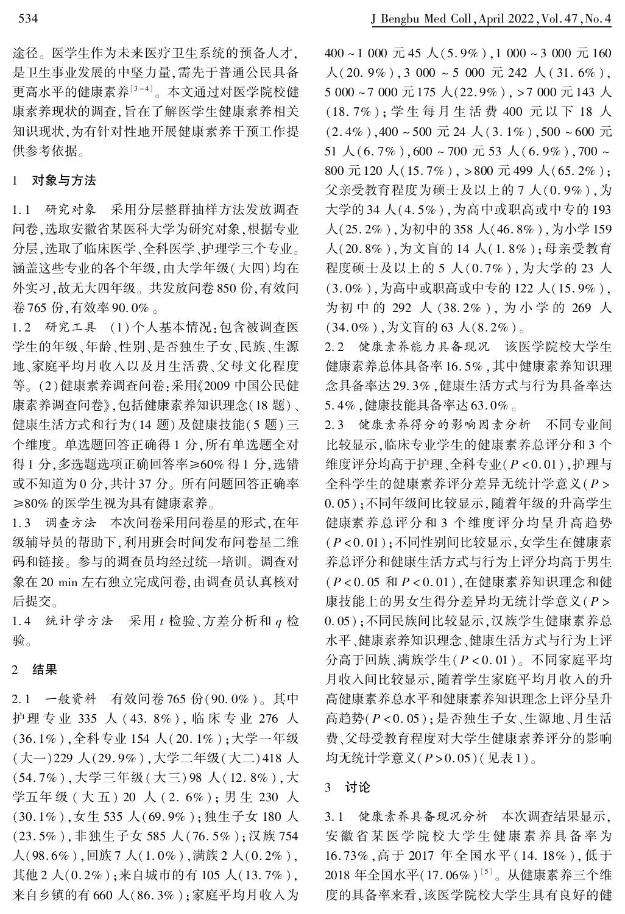途径。医学生作为未来医疗卫生系统的预备人才，是卫生事业发展的中坚力量，需先于普通公民具备更高水平的健康素养[3-4]。本文通过对医学院校健康素养现状的调查，旨在了解医学生健康素养相关知识现状，为有针对性地开展健康素养干预工作提供参考依据。

## 1 对象与方法

1.1 研究对象　采用分层整群抽样方法发放调查问卷，选取安徽省某医科大学为研究对象，根据专业分层，选取了临床医学、全科医学、护理学三个专业。涵盖这些专业的各个年级，由大学年级（大四）均在外实习，故无大四年级。共发放问卷850份，有效问卷765份，有效率90.0%。

1.2 研究工具　(1)个人基本情况：包含被调查医学生的年级、年龄、性别、是否独生子女、民族、生源地、家庭平均月收入以及月生活费、父母文化程度等。(2)健康素养调查问卷：采用《2009中国公民健康素养调查问卷》，包括健康素养知识理念（18题）、健康生活方式和行为（14题）及健康技能（5题）三个维度。单选题回答正确得1分，所有单选题全对得1分，多选题选项正确回答率≥60%得1分，选错或不知道为0分，共计37分。所有问题回答正确率≥80%的医学生视为具有健康素养。

1.3 调查方法　本次问卷采用问卷星的形式，在年级辅导员的帮助下，利用班会时间发布问卷星二维码和链接。参与的调查员均经过统一培训。调查对象在20 min左右独立完成问卷，由调查员认真核对后提交。

1.4 统计学方法　采用$t$检验、方差分析和$q$检验。

## 2 结果

2.1 一般资料　有效问卷765份(90.0%)。其中护理专业335人(43.8%)，临床专业276人(36.1%)，全科专业154人(20.1%)；大学一年级（大一）229人(29.9%)，大学二年级（大二）418人(54.7%)，大学三年级（大三）98人(12.8%)，大学五年级（大五）20人(2.6%)；男生230人(30.1%)，女生535人(69.9%)；独生子女180人(23.5%)，非独生子女585人(76.5%)；汉族754人(98.6%)，回族7人(1.0%)，满族2人(0.2%)，其他2人(0.2%)；来自城市的有105人(13.7%)，来自乡镇的有660人(86.3%)；家庭平均月收入为400～1 000元45人(5.9%)，1 000～3 000元160人(20.9%)，3 000～5 000元242人(31.6%)，5 000～7 000元175人(22.9%)，>7 000元143人(18.7%)；学生每月生活费400元以下18人(2.4%)，400～500元24人(3.1%)，500～600元51人(6.7%)，600～700元53人(6.9%)，700～800元120人(15.7%)，>800元499人(65.2%)；父亲受教育程度为硕士及以上的7人(0.9%)，为大学的34人(4.5%)，为高中或职高或中专的193人(25.2%)，为初中的358人(46.8%)，为小学159人(20.8%)，为文盲的14人(1.8%)；母亲受教育程度硕士及以上的5人(0.7%)，为大学的23人(3.0%)，为高中或职高或中专的122人(15.9%)，为初中的292人(38.2%)，为小学的269人(34.0%)，为文盲的63人(8.2%)。

2.2 健康素养能力具备现况　该医学院校大学生健康素养总体具备率16.5%，其中健康素养知识理念具备率达29.3%，健康生活方式与行为具备率达5.4%，健康技能具备率达63.0%。

2.3 健康素养得分的影响因素分析　不同专业间比较显示，临床专业学生的健康素养总评分和3个维度评分均高于护理、全科专业($P<0.01$)，护理与全科学生的健康素养评分差异无统计学意义($P>0.05$)；不同年级间比较显示，随着年级的升高学生健康素养总评分和3个维度评分均呈升高趋势($P<0.01$)；不同性别间比较显示，女学生在健康素养总评分和健康生活方式与行为上评分均高于男生($P<0.05$和$P<0.01$)，在健康素养知识理念和健康技能上的男女生得分差异均无统计学意义($P>0.05$)；不同民族间比较显示，汉族学生健康素养总水平、健康素养知识理念、健康生活方式与行为上评分高于回族、满族学生($P<0.01$)。不同家庭平均月收入间比较显示，随着学生家庭平均月收入的升高健康素养总水平和健康素养知识理念上评分呈升高趋势($P<0.05$)；是否独生子女、生源地、月生活费、父母受教育程度对大学生健康素养评分的影响均无统计学意义($P>0.05$)（见表1）。

## 3 讨论

3.1 健康素养具备现况分析　本次调查结果显示，安徽省某医学院校大学生健康素养具备率为16.73%，高于2017年全国水平(14.18%)，低于2018年全国水平(17.06%)[5]。从健康素养三个维度的具备率来看，该医学院校大学生具有良好的健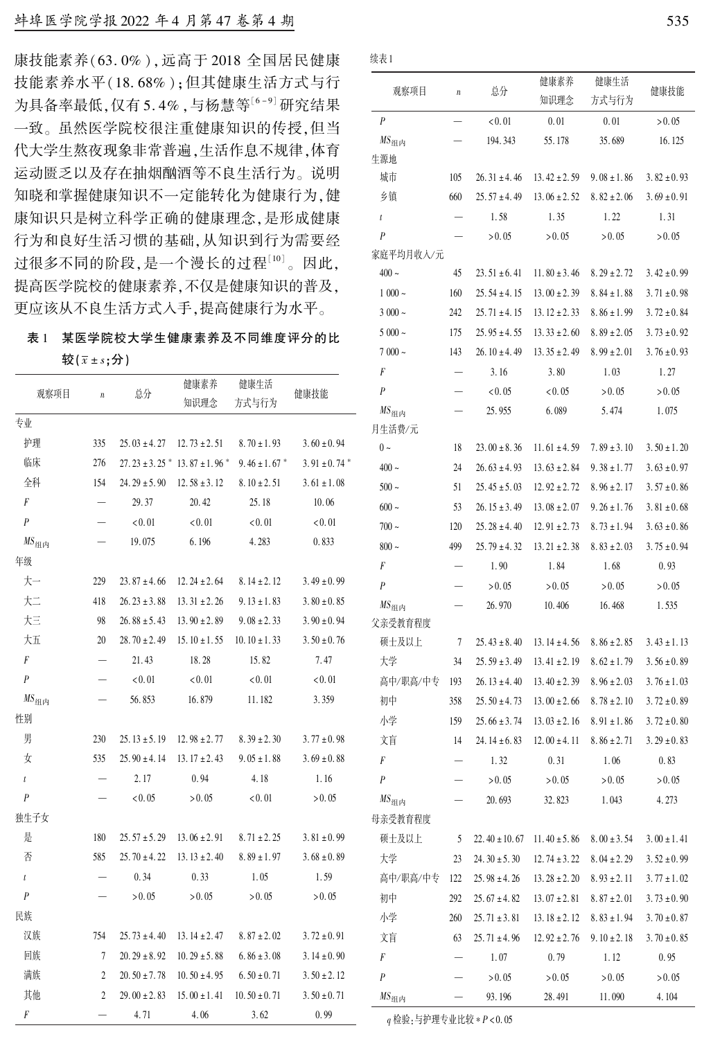康技能素养(63.0%),远高于2018全国居民健康技能素养水平(18.68%);但其健康生活方式与行为具备率最低,仅有5.4%,与杨慧等[6-9]研究结果一致。虽然医学院校很注重健康知识的传授,但当代大学生熬夜现象非常普遍,生活作息不规律,体育运动匮乏以及存在抽烟酗酒等不良生活行为。说明知晓和掌握健康知识不一定能转化为健康行为,健康知识只是树立科学正确的健康理念,是形成健康行为和良好生活习惯的基础,从知识到行为需要经过很多不同的阶段,是一个漫长的过程[10]。因此,提高医学院校的健康素养,不仅是健康知识的普及,更应该从不良生活方式入手,提高健康行为水平。

**表1　某医学院校大学生健康素养及不同维度评分的比较($\bar{x} \pm s$;分)**

| 观察项目 | $n$ | 总分 | 健康素养知识理念 | 健康生活方式与行为 | 健康技能 |
|---|---|---|---|---|---|
| 专业 | | | | | |
| 护理 | 335 | 25.03±4.27 | 12.73±2.51 | 8.70±1.93 | 3.60±0.94 |
| 临床 | 276 | 27.23±3.25* | 13.87±1.96* | 9.46±1.67* | 3.91±0.74* |
| 全科 | 154 | 24.29±5.90 | 12.58±3.12 | 8.10±2.51 | 3.61±1.08 |
| $F$ | — | 29.37 | 20.42 | 25.18 | 10.06 |
| $P$ | — | <0.01 | <0.01 | <0.01 | <0.01 |
| $MS_{组内}$ | — | 19.075 | 6.196 | 4.283 | 0.833 |
| 年级 | | | | | |
| 大一 | 229 | 23.87±4.66 | 12.24±2.64 | 8.14±2.12 | 3.49±0.99 |
| 大二 | 418 | 26.23±3.88 | 13.31±2.26 | 9.13±1.83 | 3.80±0.85 |
| 大三 | 98 | 26.88±5.43 | 13.90±2.89 | 9.08±2.33 | 3.90±0.94 |
| 大五 | 20 | 28.70±2.49 | 15.10±1.55 | 10.10±1.33 | 3.50±0.76 |
| $F$ | — | 21.43 | 18.28 | 15.82 | 7.47 |
| $P$ | — | <0.01 | <0.01 | <0.01 | <0.01 |
| $MS_{组内}$ | — | 56.853 | 16.879 | 11.182 | 3.359 |
| 性别 | | | | | |
| 男 | 230 | 25.13±5.19 | 12.98±2.77 | 8.39±2.30 | 3.77±0.98 |
| 女 | 535 | 25.90±4.14 | 13.17±2.43 | 9.05±1.88 | 3.69±0.88 |
| $t$ | — | 2.17 | 0.94 | 4.18 | 1.16 |
| $P$ | — | <0.05 | >0.05 | <0.01 | >0.05 |
| 独生子女 | | | | | |
| 是 | 180 | 25.57±5.29 | 13.06±2.91 | 8.71±2.25 | 3.81±0.99 |
| 否 | 585 | 25.70±4.22 | 13.13±2.40 | 8.89±1.97 | 3.68±0.89 |
| $t$ | — | 0.34 | 0.33 | 1.05 | 1.59 |
| $P$ | — | >0.05 | >0.05 | >0.05 | >0.05 |
| 民族 | | | | | |
| 汉族 | 754 | 25.73±4.40 | 13.14±2.47 | 8.87±2.02 | 3.72±0.91 |
| 回族 | 7 | 20.29±8.92 | 10.29±5.88 | 6.86±3.08 | 3.14±0.90 |
| 满族 | 2 | 20.50±7.78 | 10.50±4.95 | 6.50±0.71 | 3.50±2.12 |
| 其他 | 2 | 29.00±2.83 | 15.00±1.41 | 10.50±0.71 | 3.50±0.71 |
| $F$ | — | 4.71 | 4.06 | 3.62 | 0.99 |
| $P$ | — | <0.01 | 0.01 | 0.01 | >0.05 |
| $MS_{组内}$ | — | 194.343 | 55.178 | 35.689 | 16.125 |
| 生源地 | | | | | |
| 城市 | 105 | 26.31±4.46 | 13.42±2.59 | 9.08±1.86 | 3.82±0.93 |
| 乡镇 | 660 | 25.57±4.49 | 13.06±2.52 | 8.82±2.06 | 3.69±0.91 |
| $t$ | — | 1.58 | 1.35 | 1.22 | 1.31 |
| $P$ | — | >0.05 | >0.05 | >0.05 | >0.05 |
| 家庭平均月收入/元 | | | | | |
| 400~ | 45 | 23.51±6.41 | 11.80±3.46 | 8.29±2.72 | 3.42±0.99 |
| 1 000~ | 160 | 25.54±4.15 | 13.00±2.39 | 8.84±1.88 | 3.71±0.98 |
| 3 000~ | 242 | 25.71±4.15 | 13.12±2.33 | 8.86±1.99 | 3.72±0.84 |
| 5 000~ | 175 | 25.95±4.55 | 13.33±2.60 | 8.89±2.05 | 3.73±0.92 |
| 7 000~ | 143 | 26.10±4.49 | 13.35±2.49 | 8.99±2.01 | 3.76±0.93 |
| $F$ | — | 3.16 | 3.80 | 1.03 | 1.27 |
| $P$ | — | <0.05 | <0.05 | >0.05 | >0.05 |
| $MS_{组内}$ | — | 25.955 | 6.089 | 5.474 | 1.075 |
| 月生活费/元 | | | | | |
| 0~ | 18 | 23.00±8.36 | 11.61±4.59 | 7.89±3.10 | 3.50±1.20 |
| 400~ | 24 | 26.63±4.93 | 13.63±2.84 | 9.38±1.77 | 3.63±0.97 |
| 500~ | 51 | 25.45±5.03 | 12.92±2.72 | 8.96±2.17 | 3.57±0.86 |
| 600~ | 53 | 26.15±3.49 | 13.08±2.07 | 9.26±1.76 | 3.81±0.68 |
| 700~ | 120 | 25.28±4.40 | 12.91±2.73 | 8.73±1.94 | 3.63±0.86 |
| 800~ | 499 | 25.79±4.32 | 13.21±2.38 | 8.83±2.03 | 3.75±0.94 |
| $F$ | — | 1.90 | 1.84 | 1.68 | 0.93 |
| $P$ | — | >0.05 | >0.05 | >0.05 | >0.05 |
| $MS_{组内}$ | — | 26.970 | 10.406 | 16.468 | 1.535 |
| 父亲受教育程度 | | | | | |
| 硕士及以上 | 7 | 25.43±8.40 | 13.14±4.56 | 8.86±2.85 | 3.43±1.13 |
| 大学 | 34 | 25.59±3.49 | 13.41±2.19 | 8.62±1.79 | 3.56±0.89 |
| 高中/职高/中专 | 193 | 26.13±4.40 | 13.40±2.39 | 8.96±2.03 | 3.76±1.03 |
| 初中 | 358 | 25.50±4.73 | 13.00±2.66 | 8.78±2.10 | 3.72±0.89 |
| 小学 | 159 | 25.66±3.74 | 13.03±2.16 | 8.91±1.86 | 3.72±0.80 |
| 文盲 | 14 | 24.14±6.83 | 12.00±4.11 | 8.86±2.71 | 3.29±0.83 |
| $F$ | — | 1.32 | 0.31 | 1.06 | 0.83 |
| $P$ | — | >0.05 | >0.05 | >0.05 | >0.05 |
| $MS_{组内}$ | — | 20.693 | 32.823 | 1.043 | 4.273 |
| 母亲受教育程度 | | | | | |
| 硕士及以上 | 5 | 22.40±10.67 | 11.40±5.86 | 8.00±3.54 | 3.00±1.41 |
| 大学 | 23 | 24.30±5.30 | 12.74±3.22 | 8.04±2.29 | 3.52±0.99 |
| 高中/职高/中专 | 122 | 25.98±4.26 | 13.28±2.20 | 8.93±2.11 | 3.77±1.02 |
| 初中 | 292 | 25.67±4.82 | 13.07±2.81 | 8.87±2.01 | 3.73±0.90 |
| 小学 | 260 | 25.71±3.81 | 13.18±2.12 | 8.83±1.94 | 3.70±0.87 |
| 文盲 | 63 | 25.71±4.96 | 12.92±2.76 | 9.10±2.18 | 3.70±0.85 |
| $F$ | — | 1.07 | 0.79 | 1.12 | 0.95 |
| $P$ | — | >0.05 | >0.05 | >0.05 | >0.05 |
| $MS_{组内}$ | — | 93.196 | 28.491 | 11.090 | 4.104 |

$q$ 检验:与护理专业比较 * $P<0.05$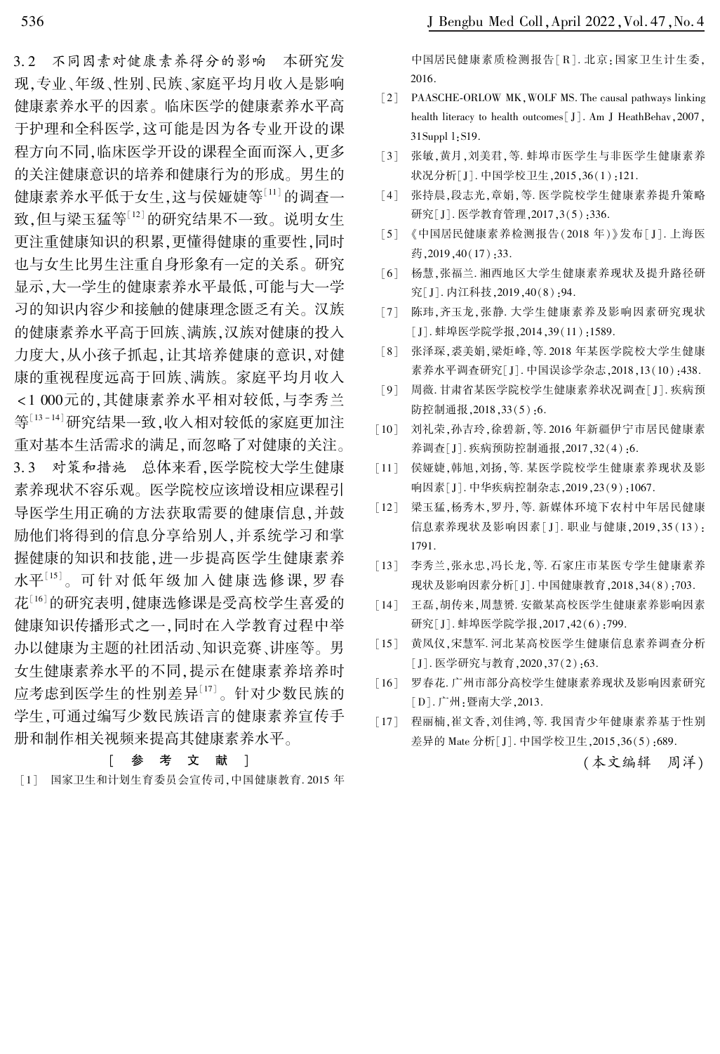**3.2 不同因素对健康素养得分的影响** 本研究发现,专业、年级、性别、民族、家庭平均月收入是影响健康素养水平的因素。临床医学的健康素养水平高于护理和全科医学,这可能是因为各专业开设的课程方向不同,临床医学开设的课程全面而深入,更多的关注健康意识的培养和健康行为的形成。男生的健康素养水平低于女生,这与侯娅婕等[11]的调查一致,但与梁玉猛等[12]的研究结果不一致。说明女生更注重健康知识的积累,更懂得健康的重要性,同时也与女生比男生注重自身形象有一定的关系。研究显示,大一学生的健康素养水平最低,可能与大一学习的知识内容少和接触的健康理念匮乏有关。汉族的健康素养水平高于回族、满族,汉族对健康的投入力度大,从小孩子抓起,让其培养健康的意识,对健康的重视程度远高于回族、满族。家庭平均月收入<1 000元的,其健康素养水平相对较低,与李秀兰等[13-14]研究结果一致,收入相对较低的家庭更加注重对基本生活需求的满足,而忽略了对健康的关注。

**3.3 对策和措施** 总体来看,医学院校大学生健康素养现状不容乐观。医学院校应该增设相应课程引导医学生用正确的方法获取需要的健康信息,并鼓励他们将得到的信息分享给别人,并系统学习和掌握健康的知识和技能,进一步提高医学生健康素养水平[15]。可针对低年级加入健康选修课,罗春花[16]的研究表明,健康选修课是受高校学生喜爱的健康知识传播形式之一,同时在入学教育过程中举办以健康为主题的社团活动、知识竞赛、讲座等。男女生健康素养水平的不同,提示在健康素养培养时应考虑到医学生的性别差异[17]。针对少数民族的学生,可通过编写少数民族语言的健康素养宣传手册和制作相关视频来提高其健康素养水平。

## [ 参 考 文 献 ]

[1] 国家卫生和计划生育委员会宣传司,中国健康教育. 2015 年中国居民健康素质检测报告[R]. 北京:国家卫生计生委, 2016.

[2] PAASCHE-ORLOW MK, WOLF MS. The causal pathways linking health literacy to health outcomes[J]. Am J HeathBehav, 2007, 31Suppl 1:S19.

[3] 张敏,黄月,刘美君,等. 蚌埠市医学生与非医学生健康素养状况分析[J]. 中国学校卫生,2015,36(1):121.

[4] 张持晨,段志光,章娟,等. 医学院校学生健康素养提升策略研究[J]. 医学教育管理,2017,3(5):336.

[5] 《中国居民健康素养检测报告(2018 年)》发布[J]. 上海医药,2019,40(17):33.

[6] 杨慧,张福兰. 湘西地区大学生健康素养现状及提升路径研究[J]. 内江科技,2019,40(8):94.

[7] 陈玮,齐玉龙,张静. 大学生健康素养及影响因素研究现状[J]. 蚌埠医学院学报,2014,39(11):1589.

[8] 张泽琛,裘美娟,梁炬峰,等. 2018 年某医学院校大学生健康素养水平调查研究[J]. 中国误诊学杂志,2018,13(10):438.

[9] 周薇. 甘肃省某医学院校学生健康素养状况调查[J]. 疾病预防控制通报,2018,33(5):6.

[10] 刘礼荣,孙吉玲,徐碧新,等. 2016 年新疆伊宁市居民健康素养调查[J]. 疾病预防控制通报,2017,32(4):6.

[11] 侯娅婕,韩旭,刘扬,等. 某医学院校学生健康素养现状及影响因素[J]. 中华疾病控制杂志,2019,23(9):1067.

[12] 梁玉猛,杨秀木,罗丹,等. 新媒体环境下农村中年居民健康信息素养现状及影响因素[J]. 职业与健康,2019,35(13):1791.

[13] 李秀兰,张永忠,冯长龙,等. 石家庄市某医专学生健康素养现状及影响因素分析[J]. 中国健康教育,2018,34(8):703.

[14] 王磊,胡传来,周慧赟. 安徽某高校医学生健康素养影响因素研究[J]. 蚌埠医学院学报,2017,42(6):799.

[15] 黄凤仪,宋慧军. 河北某高校医学生健康信息素养调查分析[J]. 医学研究与教育,2020,37(2):63.

[16] 罗春花. 广州市部分高校学生健康素养现状及影响因素研究[D]. 广州:暨南大学,2013.

[17] 程丽楠,崔文香,刘佳鸿,等. 我国青少年健康素养基于性别差异的 Mate 分析[J]. 中国学校卫生,2015,36(5):689.

(本文编辑 周洋)